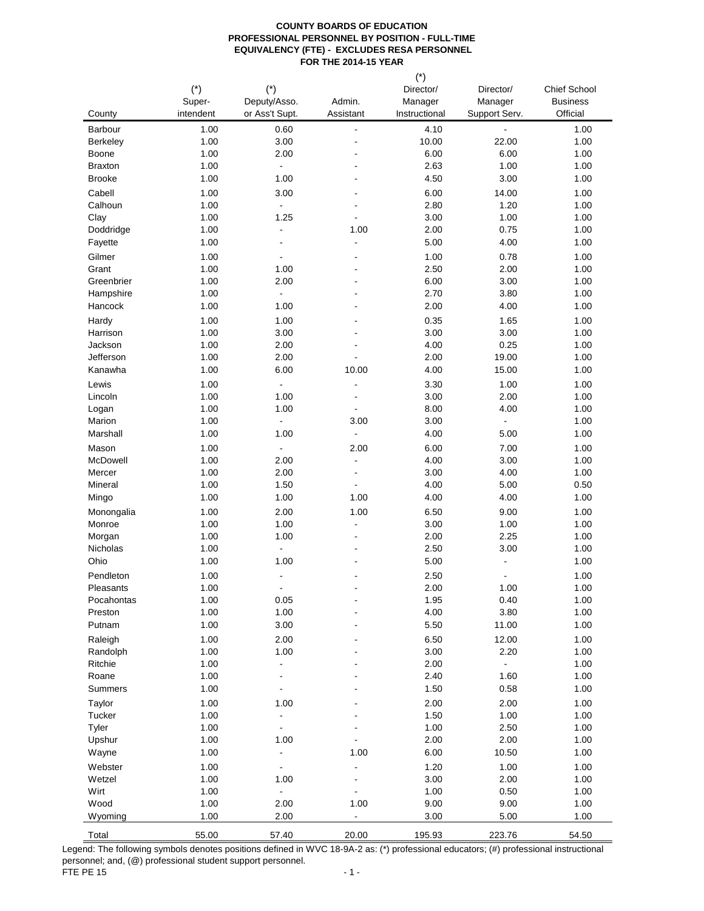**COUNTY BOARDS OF EDUCATION**
**PROFESSIONAL PERSONNEL BY POSITION - FULL-TIME EQUIVALENCY (FTE) - EXCLUDES RESA PERSONNEL**
**FOR THE 2014-15 YEAR**

| County | (*) Super-intendent | (*) Deputy/Asso. or Ass't Supt. | Admin. Assistant | (*) Director/ Manager Instructional | Director/ Manager Support Serv. | Chief School Business Official |
|---|---|---|---|---|---|---|
| Barbour | 1.00 | 0.60 | - | 4.10 | - | 1.00 |
| Berkeley | 1.00 | 3.00 | - | 10.00 | 22.00 | 1.00 |
| Boone | 1.00 | 2.00 | - | 6.00 | 6.00 | 1.00 |
| Braxton | 1.00 | - | - | 2.63 | 1.00 | 1.00 |
| Brooke | 1.00 | 1.00 | - | 4.50 | 3.00 | 1.00 |
| Cabell | 1.00 | 3.00 | - | 6.00 | 14.00 | 1.00 |
| Calhoun | 1.00 | - | - | 2.80 | 1.20 | 1.00 |
| Clay | 1.00 | 1.25 | - | 3.00 | 1.00 | 1.00 |
| Doddridge | 1.00 | - | 1.00 | 2.00 | 0.75 | 1.00 |
| Fayette | 1.00 | - | - | 5.00 | 4.00 | 1.00 |
| Gilmer | 1.00 | - | - | 1.00 | 0.78 | 1.00 |
| Grant | 1.00 | 1.00 | - | 2.50 | 2.00 | 1.00 |
| Greenbrier | 1.00 | 2.00 | - | 6.00 | 3.00 | 1.00 |
| Hampshire | 1.00 | - | - | 2.70 | 3.80 | 1.00 |
| Hancock | 1.00 | 1.00 | - | 2.00 | 4.00 | 1.00 |
| Hardy | 1.00 | 1.00 | - | 0.35 | 1.65 | 1.00 |
| Harrison | 1.00 | 3.00 | - | 3.00 | 3.00 | 1.00 |
| Jackson | 1.00 | 2.00 | - | 4.00 | 0.25 | 1.00 |
| Jefferson | 1.00 | 2.00 | - | 2.00 | 19.00 | 1.00 |
| Kanawha | 1.00 | 6.00 | 10.00 | 4.00 | 15.00 | 1.00 |
| Lewis | 1.00 | - | - | 3.30 | 1.00 | 1.00 |
| Lincoln | 1.00 | 1.00 | - | 3.00 | 2.00 | 1.00 |
| Logan | 1.00 | 1.00 | - | 8.00 | 4.00 | 1.00 |
| Marion | 1.00 | - | 3.00 | 3.00 | - | 1.00 |
| Marshall | 1.00 | 1.00 | - | 4.00 | 5.00 | 1.00 |
| Mason | 1.00 | - | 2.00 | 6.00 | 7.00 | 1.00 |
| McDowell | 1.00 | 2.00 | - | 4.00 | 3.00 | 1.00 |
| Mercer | 1.00 | 2.00 | - | 3.00 | 4.00 | 1.00 |
| Mineral | 1.00 | 1.50 | - | 4.00 | 5.00 | 0.50 |
| Mingo | 1.00 | 1.00 | 1.00 | 4.00 | 4.00 | 1.00 |
| Monongalia | 1.00 | 2.00 | 1.00 | 6.50 | 9.00 | 1.00 |
| Monroe | 1.00 | 1.00 | - | 3.00 | 1.00 | 1.00 |
| Morgan | 1.00 | 1.00 | - | 2.00 | 2.25 | 1.00 |
| Nicholas | 1.00 | - | - | 2.50 | 3.00 | 1.00 |
| Ohio | 1.00 | 1.00 | - | 5.00 | - | 1.00 |
| Pendleton | 1.00 | - | - | 2.50 | - | 1.00 |
| Pleasants | 1.00 | - | - | 2.00 | 1.00 | 1.00 |
| Pocahontas | 1.00 | 0.05 | - | 1.95 | 0.40 | 1.00 |
| Preston | 1.00 | 1.00 | - | 4.00 | 3.80 | 1.00 |
| Putnam | 1.00 | 3.00 | - | 5.50 | 11.00 | 1.00 |
| Raleigh | 1.00 | 2.00 | - | 6.50 | 12.00 | 1.00 |
| Randolph | 1.00 | 1.00 | - | 3.00 | 2.20 | 1.00 |
| Ritchie | 1.00 | - | - | 2.00 | - | 1.00 |
| Roane | 1.00 | - | - | 2.40 | 1.60 | 1.00 |
| Summers | 1.00 | - | - | 1.50 | 0.58 | 1.00 |
| Taylor | 1.00 | 1.00 | - | 2.00 | 2.00 | 1.00 |
| Tucker | 1.00 | - | - | 1.50 | 1.00 | 1.00 |
| Tyler | 1.00 | - | - | 1.00 | 2.50 | 1.00 |
| Upshur | 1.00 | 1.00 | - | 2.00 | 2.00 | 1.00 |
| Wayne | 1.00 | - | 1.00 | 6.00 | 10.50 | 1.00 |
| Webster | 1.00 | - | - | 1.20 | 1.00 | 1.00 |
| Wetzel | 1.00 | 1.00 | - | 3.00 | 2.00 | 1.00 |
| Wirt | 1.00 | - | - | 1.00 | 0.50 | 1.00 |
| Wood | 1.00 | 2.00 | 1.00 | 9.00 | 9.00 | 1.00 |
| Wyoming | 1.00 | 2.00 | - | 3.00 | 5.00 | 1.00 |
| Total | 55.00 | 57.40 | 20.00 | 195.93 | 223.76 | 54.50 |

Legend: The following symbols denotes positions defined in WVC 18-9A-2 as: (*) professional educators; (#) professional instructional personnel; and, (@) professional student support personnel.

FTE PE 15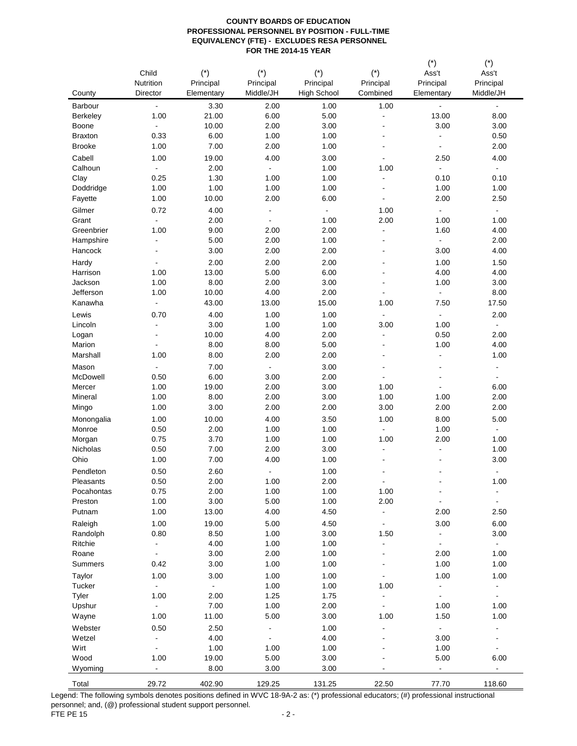**COUNTY BOARDS OF EDUCATION**
**PROFESSIONAL PERSONNEL BY POSITION - FULL-TIME EQUIVALENCY (FTE) - EXCLUDES RESA PERSONNEL**
**FOR THE 2014-15 YEAR**

| County | Child Nutrition Director | (*) Principal Elementary | (*) Principal Middle/JH | (*) Principal High School | (*) Principal Combined | (*) Ass't Principal Elementary | (*) Ass't Principal Middle/JH |
|---|---|---|---|---|---|---|---|
| Barbour | - | 3.30 | 2.00 | 1.00 | 1.00 | - | - |
| Berkeley | 1.00 | 21.00 | 6.00 | 5.00 | - | 13.00 | 8.00 |
| Boone | - | 10.00 | 2.00 | 3.00 | - | 3.00 | 3.00 |
| Braxton | 0.33 | 6.00 | 1.00 | 1.00 | - | - | 0.50 |
| Brooke | 1.00 | 7.00 | 2.00 | 1.00 | - | - | 2.00 |
| Cabell | 1.00 | 19.00 | 4.00 | 3.00 | - | 2.50 | 4.00 |
| Calhoun | - | 2.00 | - | 1.00 | 1.00 | - | - |
| Clay | 0.25 | 1.30 | 1.00 | 1.00 | - | 0.10 | 0.10 |
| Doddridge | 1.00 | 1.00 | 1.00 | 1.00 | - | 1.00 | 1.00 |
| Fayette | 1.00 | 10.00 | 2.00 | 6.00 | - | 2.00 | 2.50 |
| Gilmer | 0.72 | 4.00 | - | - | 1.00 | - | - |
| Grant | - | 2.00 | - | 1.00 | 2.00 | 1.00 | 1.00 |
| Greenbrier | 1.00 | 9.00 | 2.00 | 2.00 | - | 1.60 | 4.00 |
| Hampshire | - | 5.00 | 2.00 | 1.00 | - | - | 2.00 |
| Hancock | - | 3.00 | 2.00 | 2.00 | - | 3.00 | 4.00 |
| Hardy | - | 2.00 | 2.00 | 2.00 | - | 1.00 | 1.50 |
| Harrison | 1.00 | 13.00 | 5.00 | 6.00 | - | 4.00 | 4.00 |
| Jackson | 1.00 | 8.00 | 2.00 | 3.00 | - | 1.00 | 3.00 |
| Jefferson | 1.00 | 10.00 | 4.00 | 2.00 | - | - | 8.00 |
| Kanawha | - | 43.00 | 13.00 | 15.00 | 1.00 | 7.50 | 17.50 |
| Lewis | 0.70 | 4.00 | 1.00 | 1.00 | - | - | 2.00 |
| Lincoln | - | 3.00 | 1.00 | 1.00 | 3.00 | 1.00 | - |
| Logan | - | 10.00 | 4.00 | 2.00 | - | 0.50 | 2.00 |
| Marion | - | 8.00 | 8.00 | 5.00 | - | 1.00 | 4.00 |
| Marshall | 1.00 | 8.00 | 2.00 | 2.00 | - | - | 1.00 |
| Mason | - | 7.00 | - | 3.00 | - | - | - |
| McDowell | 0.50 | 6.00 | 3.00 | 2.00 | - | - | - |
| Mercer | 1.00 | 19.00 | 2.00 | 3.00 | 1.00 | - | 6.00 |
| Mineral | 1.00 | 8.00 | 2.00 | 3.00 | 1.00 | 1.00 | 2.00 |
| Mingo | 1.00 | 3.00 | 2.00 | 2.00 | 3.00 | 2.00 | 2.00 |
| Monongalia | 1.00 | 10.00 | 4.00 | 3.50 | 1.00 | 8.00 | 5.00 |
| Monroe | 0.50 | 2.00 | 1.00 | 1.00 | - | 1.00 | - |
| Morgan | 0.75 | 3.70 | 1.00 | 1.00 | 1.00 | 2.00 | 1.00 |
| Nicholas | 0.50 | 7.00 | 2.00 | 3.00 | - | - | 1.00 |
| Ohio | 1.00 | 7.00 | 4.00 | 1.00 | - | - | 3.00 |
| Pendleton | 0.50 | 2.60 | - | 1.00 | - | - | - |
| Pleasants | 0.50 | 2.00 | 1.00 | 2.00 | - | - | 1.00 |
| Pocahontas | 0.75 | 2.00 | 1.00 | 1.00 | 1.00 | - | - |
| Preston | 1.00 | 3.00 | 5.00 | 1.00 | 2.00 | - | - |
| Putnam | 1.00 | 13.00 | 4.00 | 4.50 | - | 2.00 | 2.50 |
| Raleigh | 1.00 | 19.00 | 5.00 | 4.50 | - | 3.00 | 6.00 |
| Randolph | 0.80 | 8.50 | 1.00 | 3.00 | 1.50 | - | 3.00 |
| Ritchie | - | 4.00 | 1.00 | 1.00 | - | - | - |
| Roane | - | 3.00 | 2.00 | 1.00 | - | 2.00 | 1.00 |
| Summers | 0.42 | 3.00 | 1.00 | 1.00 | - | 1.00 | 1.00 |
| Taylor | 1.00 | 3.00 | 1.00 | 1.00 | - | 1.00 | 1.00 |
| Tucker | - | - | 1.00 | 1.00 | 1.00 | - | - |
| Tyler | 1.00 | 2.00 | 1.25 | 1.75 | - | - | - |
| Upshur | - | 7.00 | 1.00 | 2.00 | - | 1.00 | 1.00 |
| Wayne | 1.00 | 11.00 | 5.00 | 3.00 | 1.00 | 1.50 | 1.00 |
| Webster | 0.50 | 2.50 | - | 1.00 | - | - | - |
| Wetzel | - | 4.00 | - | 4.00 | - | 3.00 | - |
| Wirt | - | 1.00 | 1.00 | 1.00 | - | 1.00 | - |
| Wood | 1.00 | 19.00 | 5.00 | 3.00 | - | 5.00 | 6.00 |
| Wyoming | - | 8.00 | 3.00 | 3.00 | - | - | - |
| Total | 29.72 | 402.90 | 129.25 | 131.25 | 22.50 | 77.70 | 118.60 |

Legend: The following symbols denotes positions defined in WVC 18-9A-2 as: (*) professional educators; (#) professional instructional personnel; and, (@) professional student support personnel.

FTE PE 15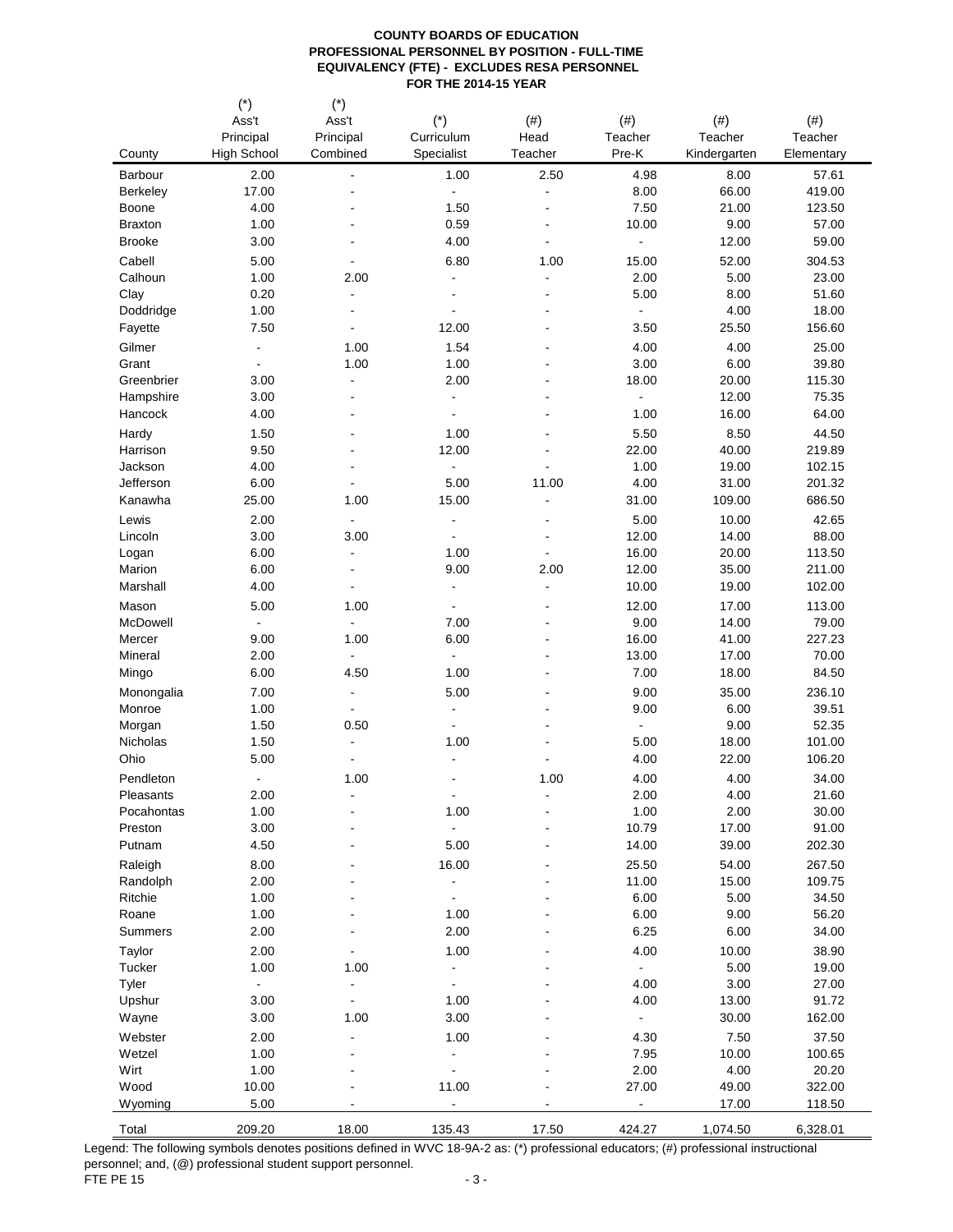**COUNTY BOARDS OF EDUCATION**
**PROFESSIONAL PERSONNEL BY POSITION - FULL-TIME EQUIVALENCY (FTE) - EXCLUDES RESA PERSONNEL**
**FOR THE 2014-15 YEAR**

| County | (*) Ass't Principal High School | (*) Ass't Principal Combined | (*) Curriculum Specialist | (#) Head Teacher | (#) Teacher Pre-K | (#) Teacher Kindergarten | (#) Teacher Elementary |
|---|---|---|---|---|---|---|---|
| Barbour | 2.00 | - | 1.00 | 2.50 | 4.98 | 8.00 | 57.61 |
| Berkeley | 17.00 | - | - | - | 8.00 | 66.00 | 419.00 |
| Boone | 4.00 | - | 1.50 | - | 7.50 | 21.00 | 123.50 |
| Braxton | 1.00 | - | 0.59 | - | 10.00 | 9.00 | 57.00 |
| Brooke | 3.00 | - | 4.00 | - | - | 12.00 | 59.00 |
| Cabell | 5.00 | - | 6.80 | 1.00 | 15.00 | 52.00 | 304.53 |
| Calhoun | 1.00 | 2.00 | - | - | 2.00 | 5.00 | 23.00 |
| Clay | 0.20 | - | - | - | 5.00 | 8.00 | 51.60 |
| Doddridge | 1.00 | - | - | - | - | 4.00 | 18.00 |
| Fayette | 7.50 | - | 12.00 | - | 3.50 | 25.50 | 156.60 |
| Gilmer | - | 1.00 | 1.54 | - | 4.00 | 4.00 | 25.00 |
| Grant | - | 1.00 | 1.00 | - | 3.00 | 6.00 | 39.80 |
| Greenbrier | 3.00 | - | 2.00 | - | 18.00 | 20.00 | 115.30 |
| Hampshire | 3.00 | - | - | - | - | 12.00 | 75.35 |
| Hancock | 4.00 | - | - | - | 1.00 | 16.00 | 64.00 |
| Hardy | 1.50 | - | 1.00 | - | 5.50 | 8.50 | 44.50 |
| Harrison | 9.50 | - | 12.00 | - | 22.00 | 40.00 | 219.89 |
| Jackson | 4.00 | - | - | - | 1.00 | 19.00 | 102.15 |
| Jefferson | 6.00 | - | 5.00 | 11.00 | 4.00 | 31.00 | 201.32 |
| Kanawha | 25.00 | 1.00 | 15.00 | - | 31.00 | 109.00 | 686.50 |
| Lewis | 2.00 | - | - | - | 5.00 | 10.00 | 42.65 |
| Lincoln | 3.00 | 3.00 | - | - | 12.00 | 14.00 | 88.00 |
| Logan | 6.00 | - | 1.00 | - | 16.00 | 20.00 | 113.50 |
| Marion | 6.00 | - | 9.00 | 2.00 | 12.00 | 35.00 | 211.00 |
| Marshall | 4.00 | - | - | - | 10.00 | 19.00 | 102.00 |
| Mason | 5.00 | 1.00 | - | - | 12.00 | 17.00 | 113.00 |
| McDowell | - | - | 7.00 | - | 9.00 | 14.00 | 79.00 |
| Mercer | 9.00 | 1.00 | 6.00 | - | 16.00 | 41.00 | 227.23 |
| Mineral | 2.00 | - | - | - | 13.00 | 17.00 | 70.00 |
| Mingo | 6.00 | 4.50 | 1.00 | - | 7.00 | 18.00 | 84.50 |
| Monongalia | 7.00 | - | 5.00 | - | 9.00 | 35.00 | 236.10 |
| Monroe | 1.00 | - | - | - | 9.00 | 6.00 | 39.51 |
| Morgan | 1.50 | 0.50 | - | - | - | 9.00 | 52.35 |
| Nicholas | 1.50 | - | 1.00 | - | 5.00 | 18.00 | 101.00 |
| Ohio | 5.00 | - | - | - | 4.00 | 22.00 | 106.20 |
| Pendleton | - | 1.00 | - | 1.00 | 4.00 | 4.00 | 34.00 |
| Pleasants | 2.00 | - | - | - | 2.00 | 4.00 | 21.60 |
| Pocahontas | 1.00 | - | 1.00 | - | 1.00 | 2.00 | 30.00 |
| Preston | 3.00 | - | - | - | 10.79 | 17.00 | 91.00 |
| Putnam | 4.50 | - | 5.00 | - | 14.00 | 39.00 | 202.30 |
| Raleigh | 8.00 | - | 16.00 | - | 25.50 | 54.00 | 267.50 |
| Randolph | 2.00 | - | - | - | 11.00 | 15.00 | 109.75 |
| Ritchie | 1.00 | - | - | - | 6.00 | 5.00 | 34.50 |
| Roane | 1.00 | - | 1.00 | - | 6.00 | 9.00 | 56.20 |
| Summers | 2.00 | - | 2.00 | - | 6.25 | 6.00 | 34.00 |
| Taylor | 2.00 | - | 1.00 | - | 4.00 | 10.00 | 38.90 |
| Tucker | 1.00 | 1.00 | - | - | - | 5.00 | 19.00 |
| Tyler | - | - | - | - | 4.00 | 3.00 | 27.00 |
| Upshur | 3.00 | - | 1.00 | - | 4.00 | 13.00 | 91.72 |
| Wayne | 3.00 | 1.00 | 3.00 | - | - | 30.00 | 162.00 |
| Webster | 2.00 | - | 1.00 | - | 4.30 | 7.50 | 37.50 |
| Wetzel | 1.00 | - | - | - | 7.95 | 10.00 | 100.65 |
| Wirt | 1.00 | - | - | - | 2.00 | 4.00 | 20.20 |
| Wood | 10.00 | - | 11.00 | - | 27.00 | 49.00 | 322.00 |
| Wyoming | 5.00 | - | - | - | - | 17.00 | 118.50 |
| Total | 209.20 | 18.00 | 135.43 | 17.50 | 424.27 | 1,074.50 | 6,328.01 |

Legend: The following symbols denotes positions defined in WVC 18-9A-2 as: (*) professional educators; (#) professional instructional personnel; and, (@) professional student support personnel.

FTE PE 15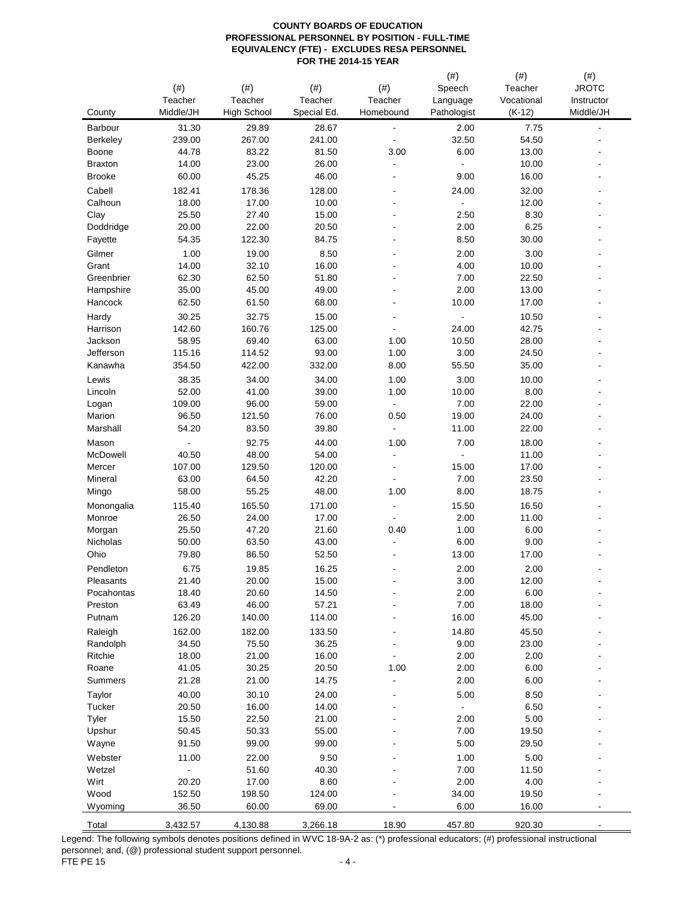**COUNTY BOARDS OF EDUCATION**
**PROFESSIONAL PERSONNEL BY POSITION - FULL-TIME EQUIVALENCY (FTE) - EXCLUDES RESA PERSONNEL**
**FOR THE 2014-15 YEAR**

| County | (#) Teacher Middle/JH | (#) Teacher High School | (#) Teacher Special Ed. | (#) Teacher Homebound | (#) Speech Language Pathologist | (#) Teacher Vocational (K-12) | (#) JROTC Instructor Middle/JH |
|---|---|---|---|---|---|---|---|
| Barbour | 31.30 | 29.89 | 28.67 | - | 2.00 | 7.75 | - |
| Berkeley | 239.00 | 267.00 | 241.00 | - | 32.50 | 54.50 | - |
| Boone | 44.78 | 83.22 | 81.50 | 3.00 | 6.00 | 13.00 | - |
| Braxton | 14.00 | 23.00 | 26.00 | - | - | 10.00 | - |
| Brooke | 60.00 | 45.25 | 46.00 | - | 9.00 | 16.00 | - |
| Cabell | 182.41 | 178.36 | 128.00 | - | 24.00 | 32.00 | - |
| Calhoun | 18.00 | 17.00 | 10.00 | - | - | 12.00 | - |
| Clay | 25.50 | 27.40 | 15.00 | - | 2.50 | 8.30 | - |
| Doddridge | 20.00 | 22.00 | 20.50 | - | 2.00 | 6.25 | - |
| Fayette | 54.35 | 122.30 | 84.75 | - | 8.50 | 30.00 | - |
| Gilmer | 1.00 | 19.00 | 8.50 | - | 2.00 | 3.00 | - |
| Grant | 14.00 | 32.10 | 16.00 | - | 4.00 | 10.00 | - |
| Greenbrier | 62.30 | 62.50 | 51.80 | - | 7.00 | 22.50 | - |
| Hampshire | 35.00 | 45.00 | 49.00 | - | 2.00 | 13.00 | - |
| Hancock | 62.50 | 61.50 | 68.00 | - | 10.00 | 17.00 | - |
| Hardy | 30.25 | 32.75 | 15.00 | - | - | 10.50 | - |
| Harrison | 142.60 | 160.76 | 125.00 | - | 24.00 | 42.75 | - |
| Jackson | 58.95 | 69.40 | 63.00 | 1.00 | 10.50 | 28.00 | - |
| Jefferson | 115.16 | 114.52 | 93.00 | 1.00 | 3.00 | 24.50 | - |
| Kanawha | 354.50 | 422.00 | 332.00 | 8.00 | 55.50 | 35.00 | - |
| Lewis | 38.35 | 34.00 | 34.00 | 1.00 | 3.00 | 10.00 | - |
| Lincoln | 52.00 | 41.00 | 39.00 | 1.00 | 10.00 | 8.00 | - |
| Logan | 109.00 | 96.00 | 59.00 | - | 7.00 | 22.00 | - |
| Marion | 96.50 | 121.50 | 76.00 | 0.50 | 19.00 | 24.00 | - |
| Marshall | 54.20 | 83.50 | 39.80 | - | 11.00 | 22.00 | - |
| Mason | - | 92.75 | 44.00 | 1.00 | 7.00 | 18.00 | - |
| McDowell | 40.50 | 48.00 | 54.00 | - | - | 11.00 | - |
| Mercer | 107.00 | 129.50 | 120.00 | - | 15.00 | 17.00 | - |
| Mineral | 63.00 | 64.50 | 42.20 | - | 7.00 | 23.50 | - |
| Mingo | 58.00 | 55.25 | 48.00 | 1.00 | 8.00 | 18.75 | - |
| Monongalia | 115.40 | 165.50 | 171.00 | - | 15.50 | 16.50 | - |
| Monroe | 26.50 | 24.00 | 17.00 | - | 2.00 | 11.00 | - |
| Morgan | 25.50 | 47.20 | 21.60 | 0.40 | 1.00 | 6.00 | - |
| Nicholas | 50.00 | 63.50 | 43.00 | - | 6.00 | 9.00 | - |
| Ohio | 79.80 | 86.50 | 52.50 | - | 13.00 | 17.00 | - |
| Pendleton | 6.75 | 19.85 | 16.25 | - | 2.00 | 2.00 | - |
| Pleasants | 21.40 | 20.00 | 15.00 | - | 3.00 | 12.00 | - |
| Pocahontas | 18.40 | 20.60 | 14.50 | - | 2.00 | 6.00 | - |
| Preston | 63.49 | 46.00 | 57.21 | - | 7.00 | 18.00 | - |
| Putnam | 126.20 | 140.00 | 114.00 | - | 16.00 | 45.00 | - |
| Raleigh | 162.00 | 182.00 | 133.50 | - | 14.80 | 45.50 | - |
| Randolph | 34.50 | 75.50 | 36.25 | - | 9.00 | 23.00 | - |
| Ritchie | 18.00 | 21.00 | 16.00 | - | 2.00 | 2.00 | - |
| Roane | 41.05 | 30.25 | 20.50 | 1.00 | 2.00 | 6.00 | - |
| Summers | 21.28 | 21.00 | 14.75 | - | 2.00 | 6.00 | - |
| Taylor | 40.00 | 30.10 | 24.00 | - | 5.00 | 8.50 | - |
| Tucker | 20.50 | 16.00 | 14.00 | - | - | 6.50 | - |
| Tyler | 15.50 | 22.50 | 21.00 | - | 2.00 | 5.00 | - |
| Upshur | 50.45 | 50.33 | 55.00 | - | 7.00 | 19.50 | - |
| Wayne | 91.50 | 99.00 | 99.00 | - | 5.00 | 29.50 | - |
| Webster | 11.00 | 22.00 | 9.50 | - | 1.00 | 5.00 | - |
| Wetzel | - | 51.60 | 40.30 | - | 7.00 | 11.50 | - |
| Wirt | 20.20 | 17.00 | 8.60 | - | 2.00 | 4.00 | - |
| Wood | 152.50 | 198.50 | 124.00 | - | 34.00 | 19.50 | - |
| Wyoming | 36.50 | 60.00 | 69.00 | - | 6.00 | 16.00 | - |
| Total | 3,432.57 | 4,130.88 | 3,266.18 | 18.90 | 457.80 | 920.30 | - |

Legend: The following symbols denotes positions defined in WVC 18-9A-2 as: (*) professional educators; (#) professional instructional personnel; and, (@) professional student support personnel.

FTE PE 15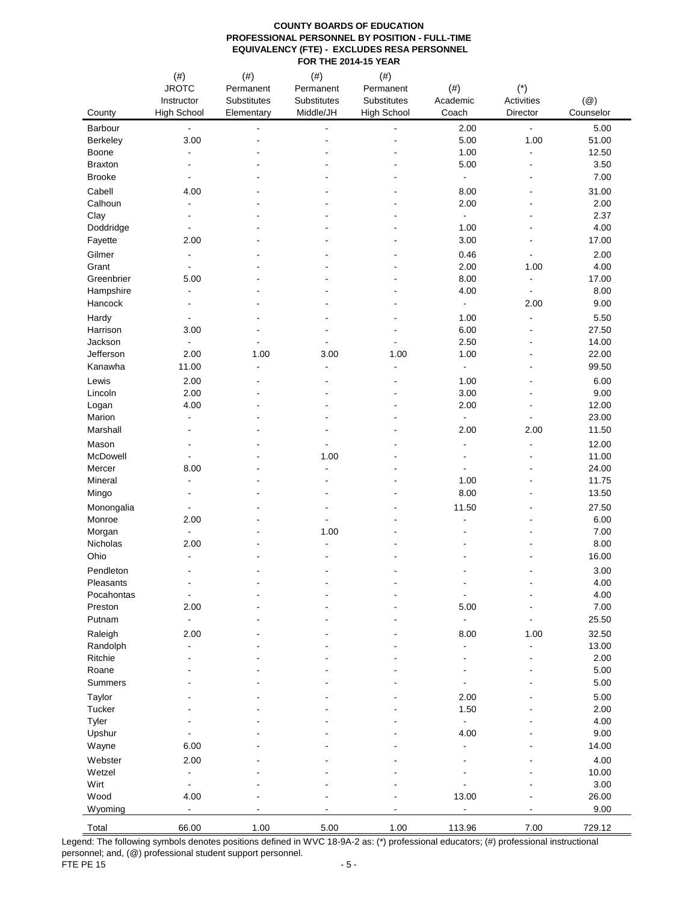**COUNTY BOARDS OF EDUCATION**
**PROFESSIONAL PERSONNEL BY POSITION - FULL-TIME EQUIVALENCY (FTE) - EXCLUDES RESA PERSONNEL**
**FOR THE 2014-15 YEAR**

| County | (#) JROTC Instructor High School | (#) Permanent Substitutes Elementary | (#) Permanent Substitutes Middle/JH | (#) Permanent Substitutes High School | (#) Academic Coach | (*) Activities Director | (@) Counselor |
|---|---|---|---|---|---|---|---|
| Barbour | - | - | - | - | 2.00 | - | 5.00 |
| Berkeley | 3.00 | - | - | - | 5.00 | 1.00 | 51.00 |
| Boone | - | - | - | - | 1.00 | - | 12.50 |
| Braxton | - | - | - | - | 5.00 | - | 3.50 |
| Brooke | - | - | - | - | - | - | 7.00 |
| Cabell | 4.00 | - | - | - | 8.00 | - | 31.00 |
| Calhoun | - | - | - | - | 2.00 | - | 2.00 |
| Clay | - | - | - | - | - | - | 2.37 |
| Doddridge | - | - | - | - | 1.00 | - | 4.00 |
| Fayette | 2.00 | - | - | - | 3.00 | - | 17.00 |
| Gilmer | - | - | - | - | 0.46 | - | 2.00 |
| Grant | - | - | - | - | 2.00 | 1.00 | 4.00 |
| Greenbrier | 5.00 | - | - | - | 8.00 | - | 17.00 |
| Hampshire | - | - | - | - | 4.00 | - | 8.00 |
| Hancock | - | - | - | - | - | 2.00 | 9.00 |
| Hardy | - | - | - | - | 1.00 | - | 5.50 |
| Harrison | 3.00 | - | - | - | 6.00 | - | 27.50 |
| Jackson | - | - | - | - | 2.50 | - | 14.00 |
| Jefferson | 2.00 | 1.00 | 3.00 | 1.00 | 1.00 | - | 22.00 |
| Kanawha | 11.00 | - | - | - | - | - | 99.50 |
| Lewis | 2.00 | - | - | - | 1.00 | - | 6.00 |
| Lincoln | 2.00 | - | - | - | 3.00 | - | 9.00 |
| Logan | 4.00 | - | - | - | 2.00 | - | 12.00 |
| Marion | - | - | - | - | - | - | 23.00 |
| Marshall | - | - | - | - | 2.00 | 2.00 | 11.50 |
| Mason | - | - | - | - | - | - | 12.00 |
| McDowell | - | - | 1.00 | - | - | - | 11.00 |
| Mercer | 8.00 | - | - | - | - | - | 24.00 |
| Mineral | - | - | - | - | 1.00 | - | 11.75 |
| Mingo | - | - | - | - | 8.00 | - | 13.50 |
| Monongalia | - | - | - | - | 11.50 | - | 27.50 |
| Monroe | 2.00 | - | - | - | - | - | 6.00 |
| Morgan | - | - | 1.00 | - | - | - | 7.00 |
| Nicholas | 2.00 | - | - | - | - | - | 8.00 |
| Ohio | - | - | - | - | - | - | 16.00 |
| Pendleton | - | - | - | - | - | - | 3.00 |
| Pleasants | - | - | - | - | - | - | 4.00 |
| Pocahontas | - | - | - | - | - | - | 4.00 |
| Preston | 2.00 | - | - | - | 5.00 | - | 7.00 |
| Putnam | - | - | - | - | - | - | 25.50 |
| Raleigh | 2.00 | - | - | - | 8.00 | 1.00 | 32.50 |
| Randolph | - | - | - | - | - | - | 13.00 |
| Ritchie | - | - | - | - | - | - | 2.00 |
| Roane | - | - | - | - | - | - | 5.00 |
| Summers | - | - | - | - | - | - | 5.00 |
| Taylor | - | - | - | - | 2.00 | - | 5.00 |
| Tucker | - | - | - | - | 1.50 | - | 2.00 |
| Tyler | - | - | - | - | - | - | 4.00 |
| Upshur | - | - | - | - | 4.00 | - | 9.00 |
| Wayne | 6.00 | - | - | - | - | - | 14.00 |
| Webster | 2.00 | - | - | - | - | - | 4.00 |
| Wetzel | - | - | - | - | - | - | 10.00 |
| Wirt | - | - | - | - | - | - | 3.00 |
| Wood | 4.00 | - | - | - | 13.00 | - | 26.00 |
| Wyoming | - | - | - | - | - | - | 9.00 |
| Total | 66.00 | 1.00 | 5.00 | 1.00 | 113.96 | 7.00 | 729.12 |

Legend: The following symbols denotes positions defined in WVC 18-9A-2 as: (*) professional educators; (#) professional instructional personnel; and, (@) professional student support personnel.

FTE PE 15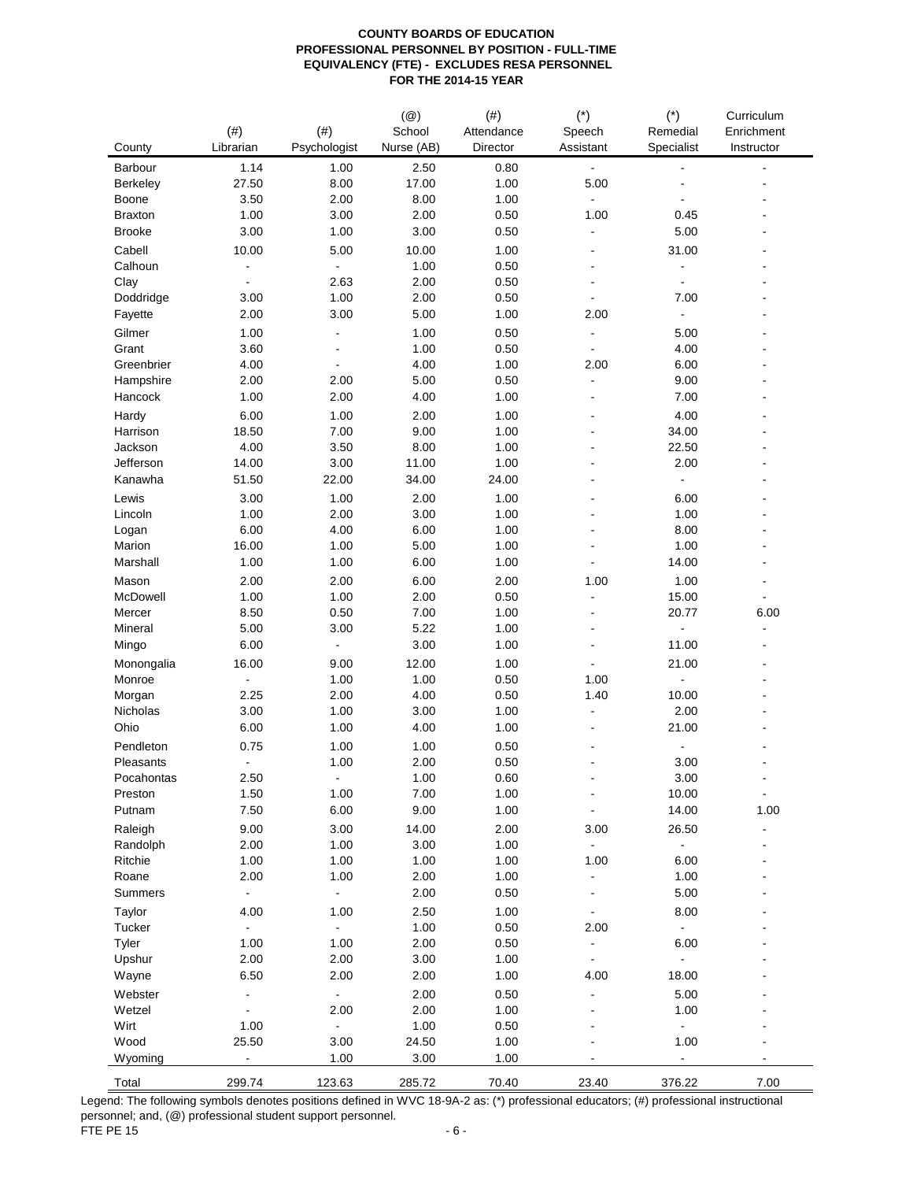**COUNTY BOARDS OF EDUCATION**
**PROFESSIONAL PERSONNEL BY POSITION - FULL-TIME EQUIVALENCY (FTE) - EXCLUDES RESA PERSONNEL**
**FOR THE 2014-15 YEAR**

| County | (#) Librarian | (#) Psychologist | (@) School Nurse (AB) | (#) Attendance Director | (*) Speech Assistant | (*) Remedial Specialist | Curriculum Enrichment Instructor |
|---|---|---|---|---|---|---|---|
| Barbour | 1.14 | 1.00 | 2.50 | 0.80 | - | - | - |
| Berkeley | 27.50 | 8.00 | 17.00 | 1.00 | 5.00 | - | - |
| Boone | 3.50 | 2.00 | 8.00 | 1.00 | - | - | - |
| Braxton | 1.00 | 3.00 | 2.00 | 0.50 | 1.00 | 0.45 | - |
| Brooke | 3.00 | 1.00 | 3.00 | 0.50 | - | 5.00 | - |
| Cabell | 10.00 | 5.00 | 10.00 | 1.00 | - | 31.00 | - |
| Calhoun | - | - | 1.00 | 0.50 | - | - | - |
| Clay | - | 2.63 | 2.00 | 0.50 | - | - | - |
| Doddridge | 3.00 | 1.00 | 2.00 | 0.50 | - | 7.00 | - |
| Fayette | 2.00 | 3.00 | 5.00 | 1.00 | 2.00 | - | - |
| Gilmer | 1.00 | - | 1.00 | 0.50 | - | 5.00 | - |
| Grant | 3.60 | - | 1.00 | 0.50 | - | 4.00 | - |
| Greenbrier | 4.00 | - | 4.00 | 1.00 | 2.00 | 6.00 | - |
| Hampshire | 2.00 | 2.00 | 5.00 | 0.50 | - | 9.00 | - |
| Hancock | 1.00 | 2.00 | 4.00 | 1.00 | - | 7.00 | - |
| Hardy | 6.00 | 1.00 | 2.00 | 1.00 | - | 4.00 | - |
| Harrison | 18.50 | 7.00 | 9.00 | 1.00 | - | 34.00 | - |
| Jackson | 4.00 | 3.50 | 8.00 | 1.00 | - | 22.50 | - |
| Jefferson | 14.00 | 3.00 | 11.00 | 1.00 | - | 2.00 | - |
| Kanawha | 51.50 | 22.00 | 34.00 | 24.00 | - | - | - |
| Lewis | 3.00 | 1.00 | 2.00 | 1.00 | - | 6.00 | - |
| Lincoln | 1.00 | 2.00 | 3.00 | 1.00 | - | 1.00 | - |
| Logan | 6.00 | 4.00 | 6.00 | 1.00 | - | 8.00 | - |
| Marion | 16.00 | 1.00 | 5.00 | 1.00 | - | 1.00 | - |
| Marshall | 1.00 | 1.00 | 6.00 | 1.00 | - | 14.00 | - |
| Mason | 2.00 | 2.00 | 6.00 | 2.00 | 1.00 | 1.00 | - |
| McDowell | 1.00 | 1.00 | 2.00 | 0.50 | - | 15.00 | - |
| Mercer | 8.50 | 0.50 | 7.00 | 1.00 | - | 20.77 | 6.00 |
| Mineral | 5.00 | 3.00 | 5.22 | 1.00 | - | - | - |
| Mingo | 6.00 | - | 3.00 | 1.00 | - | 11.00 | - |
| Monongalia | 16.00 | 9.00 | 12.00 | 1.00 | - | 21.00 | - |
| Monroe | - | 1.00 | 1.00 | 0.50 | 1.00 | - | - |
| Morgan | 2.25 | 2.00 | 4.00 | 0.50 | 1.40 | 10.00 | - |
| Nicholas | 3.00 | 1.00 | 3.00 | 1.00 | - | 2.00 | - |
| Ohio | 6.00 | 1.00 | 4.00 | 1.00 | - | 21.00 | - |
| Pendleton | 0.75 | 1.00 | 1.00 | 0.50 | - | - | - |
| Pleasants | - | 1.00 | 2.00 | 0.50 | - | 3.00 | - |
| Pocahontas | 2.50 | - | 1.00 | 0.60 | - | 3.00 | - |
| Preston | 1.50 | 1.00 | 7.00 | 1.00 | - | 10.00 | - |
| Putnam | 7.50 | 6.00 | 9.00 | 1.00 | - | 14.00 | 1.00 |
| Raleigh | 9.00 | 3.00 | 14.00 | 2.00 | 3.00 | 26.50 | - |
| Randolph | 2.00 | 1.00 | 3.00 | 1.00 | - | - | - |
| Ritchie | 1.00 | 1.00 | 1.00 | 1.00 | 1.00 | 6.00 | - |
| Roane | 2.00 | 1.00 | 2.00 | 1.00 | - | 1.00 | - |
| Summers | - | - | 2.00 | 0.50 | - | 5.00 | - |
| Taylor | 4.00 | 1.00 | 2.50 | 1.00 | - | 8.00 | - |
| Tucker | - | - | 1.00 | 0.50 | 2.00 | - | - |
| Tyler | 1.00 | 1.00 | 2.00 | 0.50 | - | 6.00 | - |
| Upshur | 2.00 | 2.00 | 3.00 | 1.00 | - | - | - |
| Wayne | 6.50 | 2.00 | 2.00 | 1.00 | 4.00 | 18.00 | - |
| Webster | - | - | 2.00 | 0.50 | - | 5.00 | - |
| Wetzel | - | 2.00 | 2.00 | 1.00 | - | 1.00 | - |
| Wirt | 1.00 | - | 1.00 | 0.50 | - | - | - |
| Wood | 25.50 | 3.00 | 24.50 | 1.00 | - | 1.00 | - |
| Wyoming | - | 1.00 | 3.00 | 1.00 | - | - | - |
| Total | 299.74 | 123.63 | 285.72 | 70.40 | 23.40 | 376.22 | 7.00 |

Legend: The following symbols denotes positions defined in WVC 18-9A-2 as: (*) professional educators; (#) professional instructional personnel; and, (@) professional student support personnel.

FTE PE 15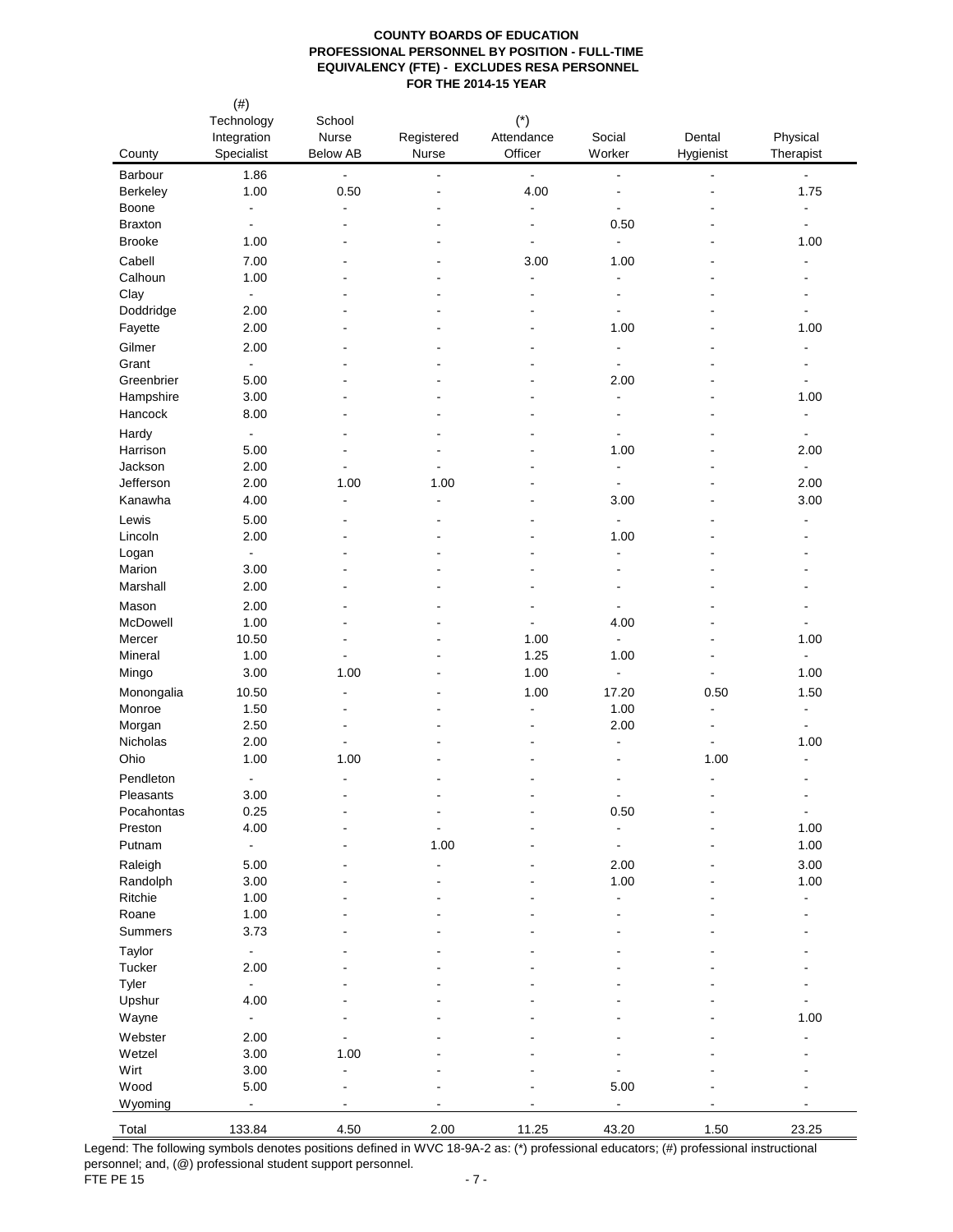**COUNTY BOARDS OF EDUCATION**
**PROFESSIONAL PERSONNEL BY POSITION - FULL-TIME EQUIVALENCY (FTE) - EXCLUDES RESA PERSONNEL**
**FOR THE 2014-15 YEAR**

| County | (#) Technology Integration Specialist | School Nurse Below AB | Registered Nurse | (*) Attendance Officer | Social Worker | Dental Hygienist | Physical Therapist |
|---|---|---|---|---|---|---|---|
| Barbour | 1.86 | - | - | - | - | - | - |
| Berkeley | 1.00 | 0.50 | - | 4.00 | - | - | 1.75 |
| Boone | - | - | - | - | - | - | - |
| Braxton | - | - | - | - | 0.50 | - | - |
| Brooke | 1.00 | - | - | - | - | - | 1.00 |
| Cabell | 7.00 | - | - | 3.00 | 1.00 | - | - |
| Calhoun | 1.00 | - | - | - | - | - | - |
| Clay | - | - | - | - | - | - | - |
| Doddridge | 2.00 | - | - | - | - | - | - |
| Fayette | 2.00 | - | - | - | 1.00 | - | 1.00 |
| Gilmer | 2.00 | - | - | - | - | - | - |
| Grant | - | - | - | - | - | - | - |
| Greenbrier | 5.00 | - | - | - | 2.00 | - | - |
| Hampshire | 3.00 | - | - | - | - | - | 1.00 |
| Hancock | 8.00 | - | - | - | - | - | - |
| Hardy | - | - | - | - | - | - | - |
| Harrison | 5.00 | - | - | - | 1.00 | - | 2.00 |
| Jackson | 2.00 | - | - | - | - | - | - |
| Jefferson | 2.00 | 1.00 | 1.00 | - | - | - | 2.00 |
| Kanawha | 4.00 | - | - | - | 3.00 | - | 3.00 |
| Lewis | 5.00 | - | - | - | - | - | - |
| Lincoln | 2.00 | - | - | - | 1.00 | - | - |
| Logan | - | - | - | - | - | - | - |
| Marion | 3.00 | - | - | - | - | - | - |
| Marshall | 2.00 | - | - | - | - | - | - |
| Mason | 2.00 | - | - | - | - | - | - |
| McDowell | 1.00 | - | - | - | 4.00 | - | - |
| Mercer | 10.50 | - | - | 1.00 | - | - | 1.00 |
| Mineral | 1.00 | - | - | 1.25 | 1.00 | - | - |
| Mingo | 3.00 | 1.00 | - | 1.00 | - | - | 1.00 |
| Monongalia | 10.50 | - | - | 1.00 | 17.20 | 0.50 | 1.50 |
| Monroe | 1.50 | - | - | - | 1.00 | - | - |
| Morgan | 2.50 | - | - | - | 2.00 | - | - |
| Nicholas | 2.00 | - | - | - | - | - | 1.00 |
| Ohio | 1.00 | 1.00 | - | - | - | 1.00 | - |
| Pendleton | - | - | - | - | - | - | - |
| Pleasants | 3.00 | - | - | - | - | - | - |
| Pocahontas | 0.25 | - | - | - | 0.50 | - | - |
| Preston | 4.00 | - | - | - | - | - | 1.00 |
| Putnam | - | - | 1.00 | - | - | - | 1.00 |
| Raleigh | 5.00 | - | - | - | 2.00 | - | 3.00 |
| Randolph | 3.00 | - | - | - | 1.00 | - | 1.00 |
| Ritchie | 1.00 | - | - | - | - | - | - |
| Roane | 1.00 | - | - | - | - | - | - |
| Summers | 3.73 | - | - | - | - | - | - |
| Taylor | - | - | - | - | - | - | - |
| Tucker | 2.00 | - | - | - | - | - | - |
| Tyler | - | - | - | - | - | - | - |
| Upshur | 4.00 | - | - | - | - | - | - |
| Wayne | - | - | - | - | - | - | 1.00 |
| Webster | 2.00 | - | - | - | - | - | - |
| Wetzel | 3.00 | 1.00 | - | - | - | - | - |
| Wirt | 3.00 | - | - | - | - | - | - |
| Wood | 5.00 | - | - | - | 5.00 | - | - |
| Wyoming | - | - | - | - | - | - | - |
| Total | 133.84 | 4.50 | 2.00 | 11.25 | 43.20 | 1.50 | 23.25 |

Legend: The following symbols denotes positions defined in WVC 18-9A-2 as: (*) professional educators; (#) professional instructional personnel; and, (@) professional student support personnel.

FTE PE 15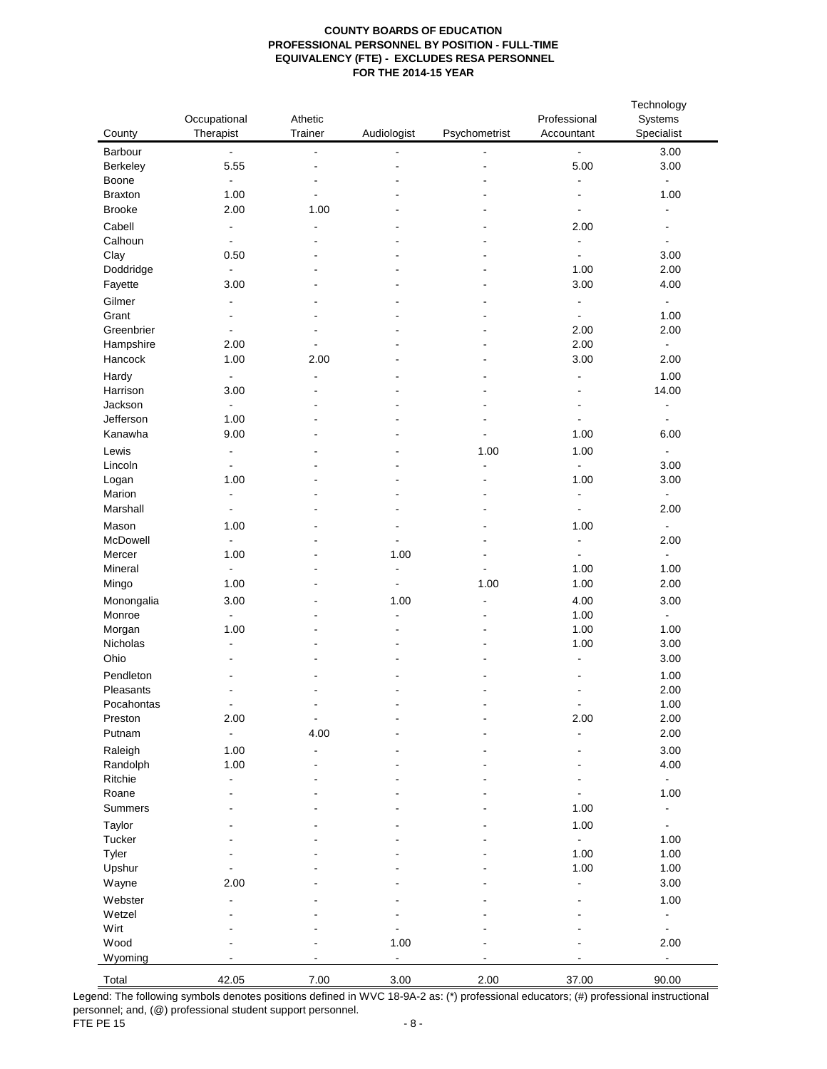**COUNTY BOARDS OF EDUCATION**
**PROFESSIONAL PERSONNEL BY POSITION - FULL-TIME EQUIVALENCY (FTE) - EXCLUDES RESA PERSONNEL**
**FOR THE 2014-15 YEAR**

| County | Occupational Therapist | Athetic Trainer | Audiologist | Psychometrist | Professional Accountant | Technology Systems Specialist |
|---|---|---|---|---|---|---|
| Barbour | - | - | - | - | - | 3.00 |
| Berkeley | 5.55 | - | - | - | 5.00 | 3.00 |
| Boone | - | - | - | - | - | - |
| Braxton | 1.00 | - | - | - | - | 1.00 |
| Brooke | 2.00 | 1.00 | - | - | - | - |
| Cabell | - | - | - | - | 2.00 | - |
| Calhoun | - | - | - | - | - | - |
| Clay | 0.50 | - | - | - | - | 3.00 |
| Doddridge | - | - | - | - | 1.00 | 2.00 |
| Fayette | 3.00 | - | - | - | 3.00 | 4.00 |
| Gilmer | - | - | - | - | - | - |
| Grant | - | - | - | - | - | 1.00 |
| Greenbrier | - | - | - | - | 2.00 | 2.00 |
| Hampshire | 2.00 | - | - | - | 2.00 | - |
| Hancock | 1.00 | 2.00 | - | - | 3.00 | 2.00 |
| Hardy | - | - | - | - | - | 1.00 |
| Harrison | 3.00 | - | - | - | - | 14.00 |
| Jackson | - | - | - | - | - | - |
| Jefferson | 1.00 | - | - | - | - | - |
| Kanawha | 9.00 | - | - | - | 1.00 | 6.00 |
| Lewis | - | - | - | 1.00 | 1.00 | - |
| Lincoln | - | - | - | - | - | 3.00 |
| Logan | 1.00 | - | - | - | 1.00 | 3.00 |
| Marion | - | - | - | - | - | - |
| Marshall | - | - | - | - | - | 2.00 |
| Mason | 1.00 | - | - | - | 1.00 | - |
| McDowell | - | - | - | - | - | 2.00 |
| Mercer | 1.00 | - | 1.00 | - | - | - |
| Mineral | - | - | - | - | 1.00 | 1.00 |
| Mingo | 1.00 | - | - | 1.00 | 1.00 | 2.00 |
| Monongalia | 3.00 | - | 1.00 | - | 4.00 | 3.00 |
| Monroe | - | - | - | - | 1.00 | - |
| Morgan | 1.00 | - | - | - | 1.00 | 1.00 |
| Nicholas | - | - | - | - | 1.00 | 3.00 |
| Ohio | - | - | - | - | - | 3.00 |
| Pendleton | - | - | - | - | - | 1.00 |
| Pleasants | - | - | - | - | - | 2.00 |
| Pocahontas | - | - | - | - | - | 1.00 |
| Preston | 2.00 | - | - | - | 2.00 | 2.00 |
| Putnam | - | 4.00 | - | - | - | 2.00 |
| Raleigh | 1.00 | - | - | - | - | 3.00 |
| Randolph | 1.00 | - | - | - | - | 4.00 |
| Ritchie | - | - | - | - | - | - |
| Roane | - | - | - | - | - | 1.00 |
| Summers | - | - | - | - | 1.00 | - |
| Taylor | - | - | - | - | 1.00 | - |
| Tucker | - | - | - | - | - | 1.00 |
| Tyler | - | - | - | - | 1.00 | 1.00 |
| Upshur | - | - | - | - | 1.00 | 1.00 |
| Wayne | 2.00 | - | - | - | - | 3.00 |
| Webster | - | - | - | - | - | 1.00 |
| Wetzel | - | - | - | - | - | - |
| Wirt | - | - | - | - | - | - |
| Wood | - | - | 1.00 | - | - | 2.00 |
| Wyoming | - | - | - | - | - | - |
| Total | 42.05 | 7.00 | 3.00 | 2.00 | 37.00 | 90.00 |

Legend: The following symbols denotes positions defined in WVC 18-9A-2 as: (*) professional educators; (#) professional instructional personnel; and, (@) professional student support personnel.

FTE PE 15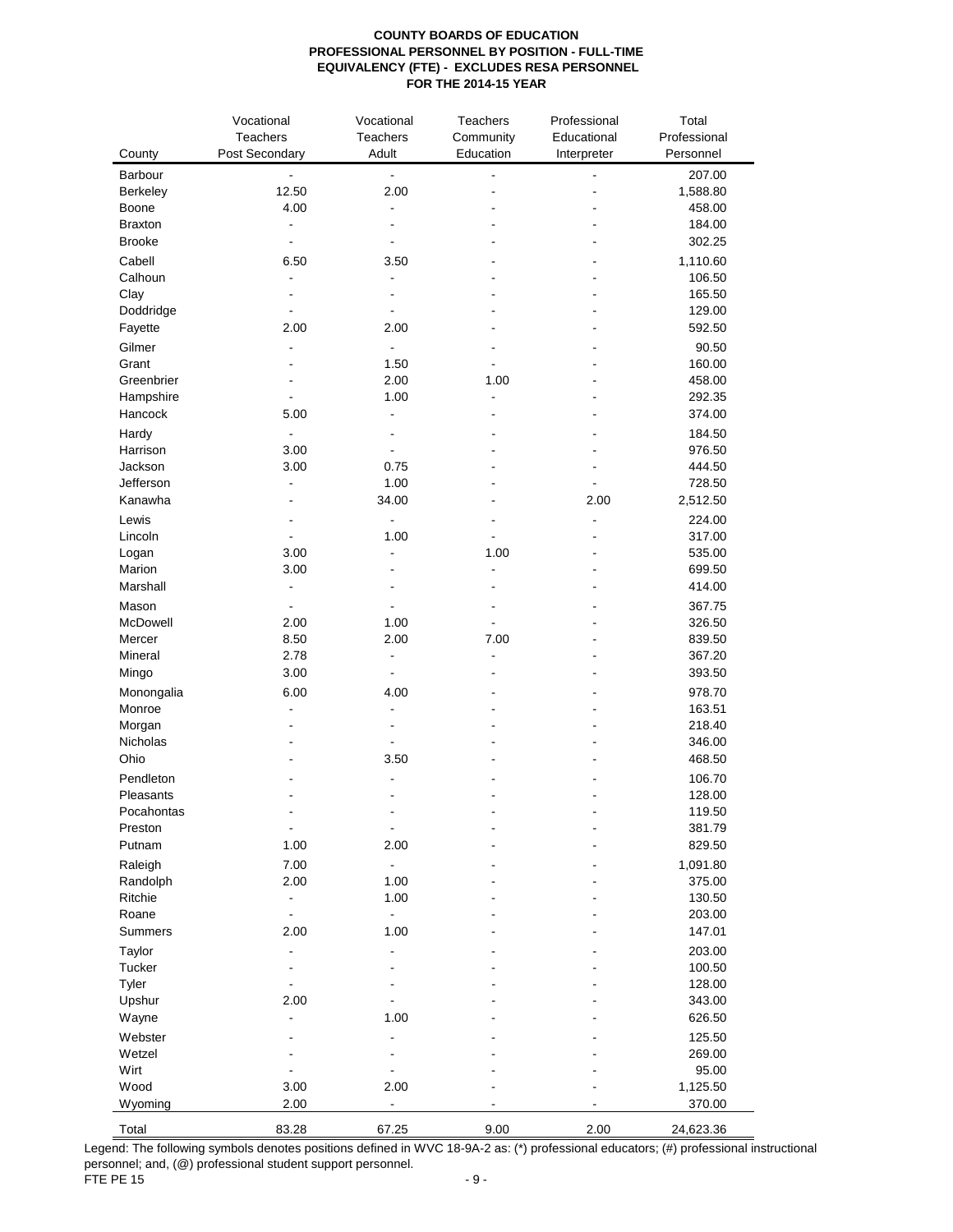**COUNTY BOARDS OF EDUCATION**
**PROFESSIONAL PERSONNEL BY POSITION - FULL-TIME EQUIVALENCY (FTE) - EXCLUDES RESA PERSONNEL**
**FOR THE 2014-15 YEAR**

| County | Vocational Teachers Post Secondary | Vocational Teachers Adult | Teachers Community Education | Professional Educational Interpreter | Total Professional Personnel |
|---|---|---|---|---|---|
| Barbour | - | - | - | - | 207.00 |
| Berkeley | 12.50 | 2.00 | - | - | 1,588.80 |
| Boone | 4.00 | - | - | - | 458.00 |
| Braxton | - | - | - | - | 184.00 |
| Brooke | - | - | - | - | 302.25 |
| Cabell | 6.50 | 3.50 | - | - | 1,110.60 |
| Calhoun | - | - | - | - | 106.50 |
| Clay | - | - | - | - | 165.50 |
| Doddridge | - | - | - | - | 129.00 |
| Fayette | 2.00 | 2.00 | - | - | 592.50 |
| Gilmer | - | - | - | - | 90.50 |
| Grant | - | 1.50 | - | - | 160.00 |
| Greenbrier | - | 2.00 | 1.00 | - | 458.00 |
| Hampshire | - | 1.00 | - | - | 292.35 |
| Hancock | 5.00 | - | - | - | 374.00 |
| Hardy | - | - | - | - | 184.50 |
| Harrison | 3.00 | - | - | - | 976.50 |
| Jackson | 3.00 | 0.75 | - | - | 444.50 |
| Jefferson | - | 1.00 | - | - | 728.50 |
| Kanawha | - | 34.00 | - | 2.00 | 2,512.50 |
| Lewis | - | - | - | - | 224.00 |
| Lincoln | - | 1.00 | - | - | 317.00 |
| Logan | 3.00 | - | 1.00 | - | 535.00 |
| Marion | 3.00 | - | - | - | 699.50 |
| Marshall | - | - | - | - | 414.00 |
| Mason | - | - | - | - | 367.75 |
| McDowell | 2.00 | 1.00 | - | - | 326.50 |
| Mercer | 8.50 | 2.00 | 7.00 | - | 839.50 |
| Mineral | 2.78 | - | - | - | 367.20 |
| Mingo | 3.00 | - | - | - | 393.50 |
| Monongalia | 6.00 | 4.00 | - | - | 978.70 |
| Monroe | - | - | - | - | 163.51 |
| Morgan | - | - | - | - | 218.40 |
| Nicholas | - | - | - | - | 346.00 |
| Ohio | - | 3.50 | - | - | 468.50 |
| Pendleton | - | - | - | - | 106.70 |
| Pleasants | - | - | - | - | 128.00 |
| Pocahontas | - | - | - | - | 119.50 |
| Preston | - | - | - | - | 381.79 |
| Putnam | 1.00 | 2.00 | - | - | 829.50 |
| Raleigh | 7.00 | - | - | - | 1,091.80 |
| Randolph | 2.00 | 1.00 | - | - | 375.00 |
| Ritchie | - | 1.00 | - | - | 130.50 |
| Roane | - | - | - | - | 203.00 |
| Summers | 2.00 | 1.00 | - | - | 147.01 |
| Taylor | - | - | - | - | 203.00 |
| Tucker | - | - | - | - | 100.50 |
| Tyler | - | - | - | - | 128.00 |
| Upshur | 2.00 | - | - | - | 343.00 |
| Wayne | - | 1.00 | - | - | 626.50 |
| Webster | - | - | - | - | 125.50 |
| Wetzel | - | - | - | - | 269.00 |
| Wirt | - | - | - | - | 95.00 |
| Wood | 3.00 | 2.00 | - | - | 1,125.50 |
| Wyoming | 2.00 | - | - | - | 370.00 |
| Total | 83.28 | 67.25 | 9.00 | 2.00 | 24,623.36 |

Legend: The following symbols denotes positions defined in WVC 18-9A-2 as: (*) professional educators; (#) professional instructional personnel; and, (@) professional student support personnel.

FTE PE 15